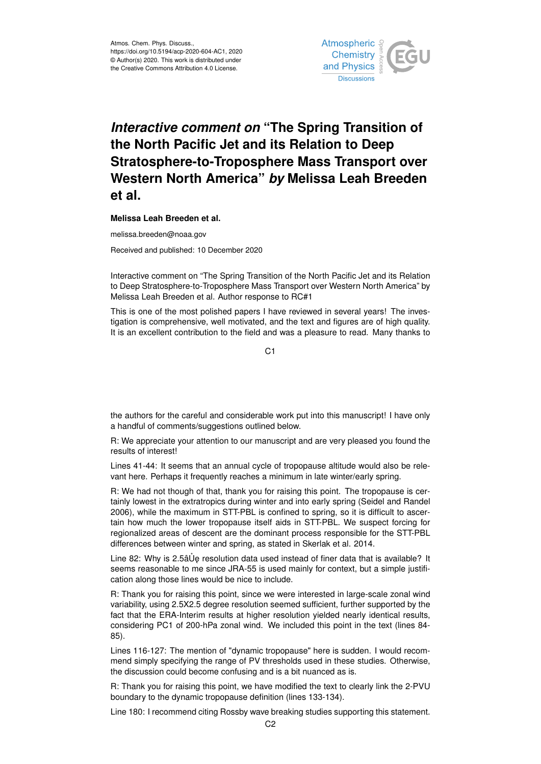Atmos. Chem. Phys. Discuss.,
https://doi.org/10.5194/acp-2020-604-AC1, 2020
© Author(s) 2020. This work is distributed under
the Creative Commons Attribution 4.0 License.

# *Interactive comment on* "The Spring Transition of the North Pacific Jet and its Relation to Deep Stratosphere-to-Troposphere Mass Transport over Western North America" *by* Melissa Leah Breeden et al.

**Melissa Leah Breeden et al.**

melissa.breeden@noaa.gov

Received and published: 10 December 2020

Interactive comment on "The Spring Transition of the North Pacific Jet and its Relation to Deep Stratosphere-to-Troposphere Mass Transport over Western North America" by Melissa Leah Breeden et al. Author response to RC#1

This is one of the most polished papers I have reviewed in several years! The investigation is comprehensive, well motivated, and the text and figures are of high quality. It is an excellent contribution to the field and was a pleasure to read. Many thanks to the authors for the careful and considerable work put into this manuscript! I have only a handful of comments/suggestions outlined below.

R: We appreciate your attention to our manuscript and are very pleased you found the results of interest!

Lines 41-44: It seems that an annual cycle of tropopause altitude would also be relevant here. Perhaps it frequently reaches a minimum in late winter/early spring.

R: We had not though of that, thank you for raising this point. The tropopause is certainly lowest in the extratropics during winter and into early spring (Seidel and Randel 2006), while the maximum in STT-PBL is confined to spring, so it is difficult to ascertain how much the lower tropopause itself aids in STT-PBL. We suspect forcing for regionalized areas of descent are the dominant process responsible for the STT-PBL differences between winter and spring, as stated in Skerlak et al. 2014.

Line 82: Why is 2.5âŮę resolution data used instead of finer data that is available? It seems reasonable to me since JRA-55 is used mainly for context, but a simple justification along those lines would be nice to include.

R: Thank you for raising this point, since we were interested in large-scale zonal wind variability, using 2.5X2.5 degree resolution seemed sufficient, further supported by the fact that the ERA-Interim results at higher resolution yielded nearly identical results, considering PC1 of 200-hPa zonal wind. We included this point in the text (lines 84-85).

Lines 116-127: The mention of "dynamic tropopause" here is sudden. I would recommend simply specifying the range of PV thresholds used in these studies. Otherwise, the discussion could become confusing and is a bit nuanced as is.

R: Thank you for raising this point, we have modified the text to clearly link the 2-PVU boundary to the dynamic tropopause definition (lines 133-134).

Line 180: I recommend citing Rossby wave breaking studies supporting this statement.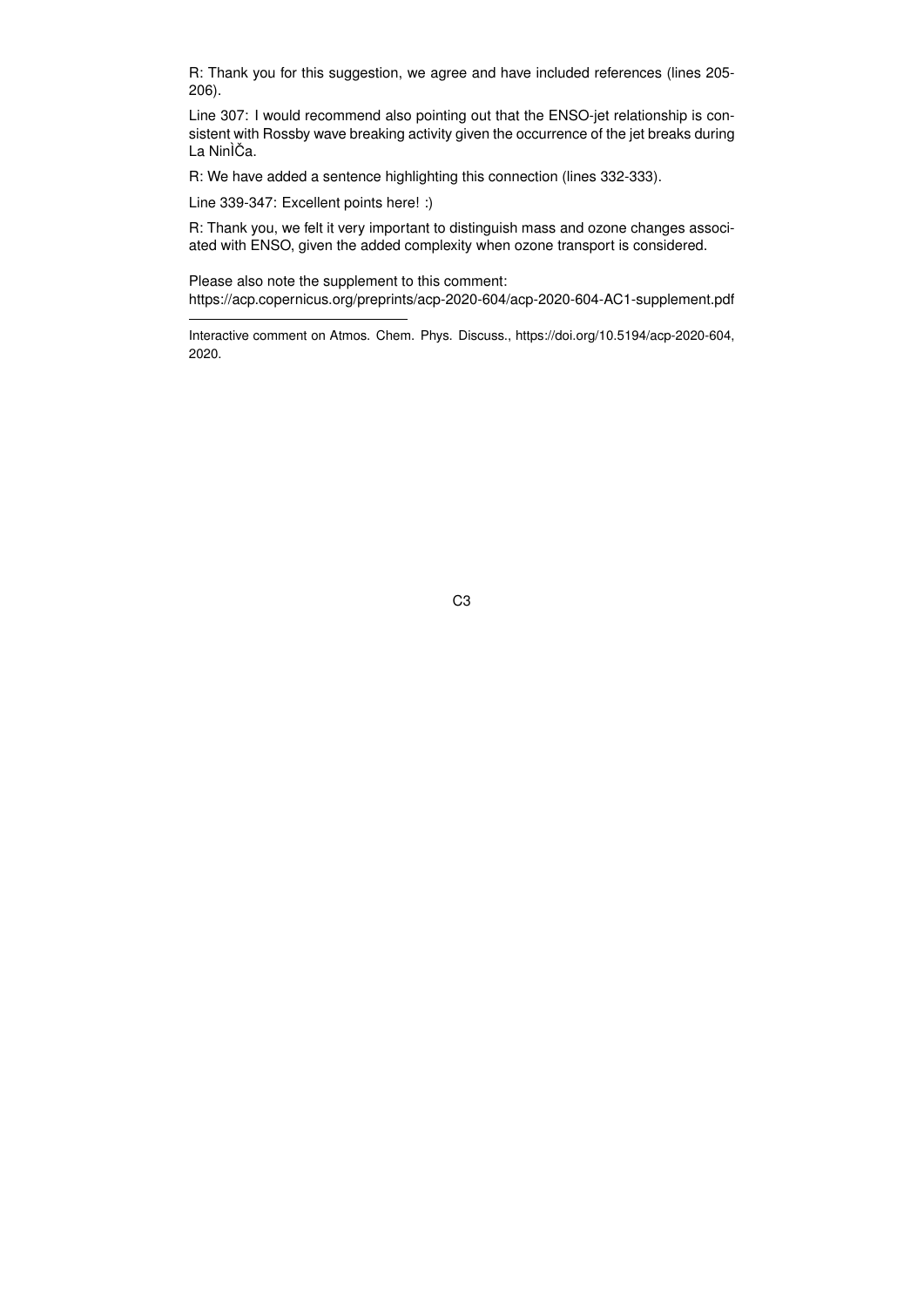R: Thank you for this suggestion, we agree and have included references (lines 205-206).

Line 307: I would recommend also pointing out that the ENSO-jet relationship is consistent with Rossby wave breaking activity given the occurrence of the jet breaks during La NinÌČa.

R: We have added a sentence highlighting this connection (lines 332-333).

Line 339-347: Excellent points here! :)

R: Thank you, we felt it very important to distinguish mass and ozone changes associated with ENSO, given the added complexity when ozone transport is considered.

Please also note the supplement to this comment:
https://acp.copernicus.org/preprints/acp-2020-604/acp-2020-604-AC1-supplement.pdf

---

Interactive comment on Atmos. Chem. Phys. Discuss., https://doi.org/10.5194/acp-2020-604, 2020.